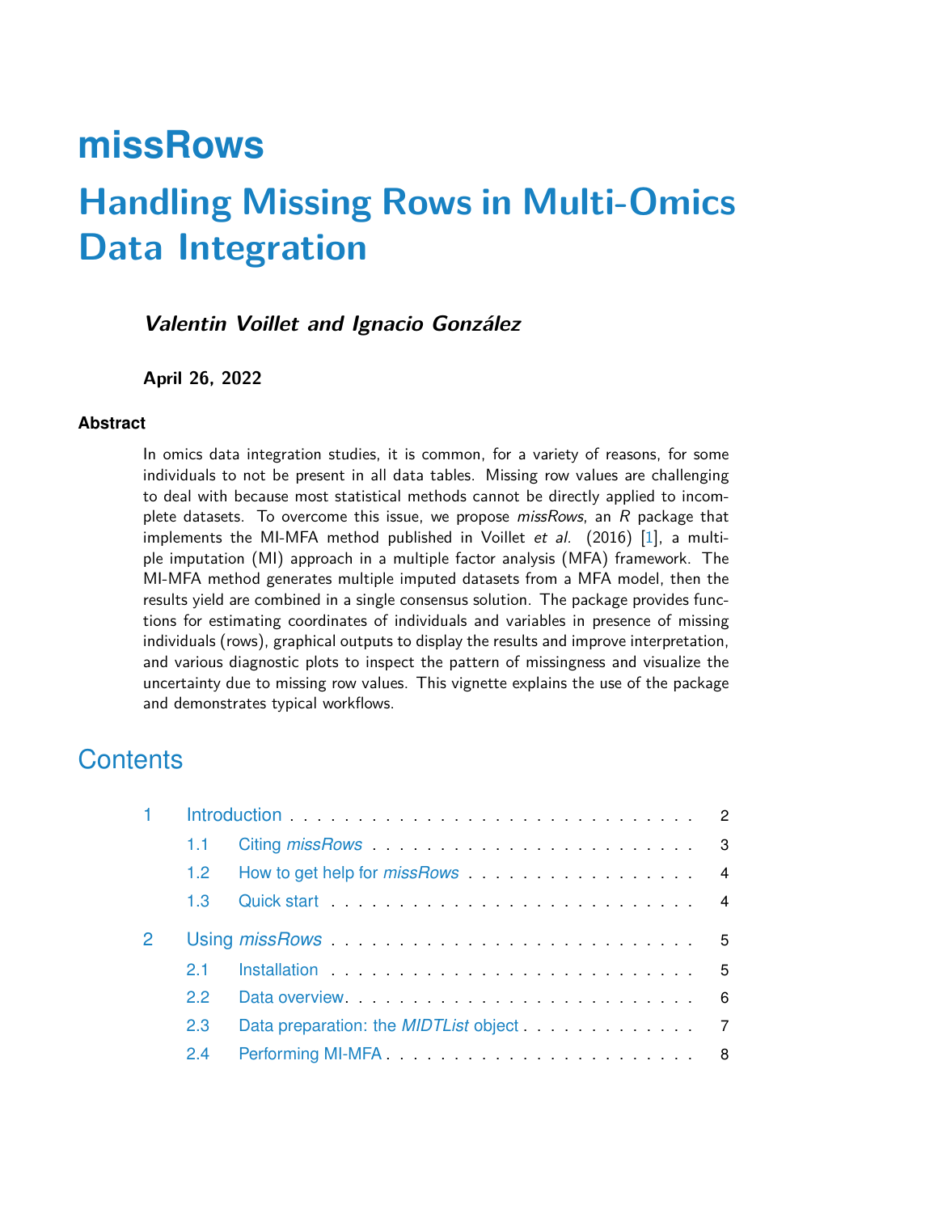# missRows

# Handling Missing Rows in Multi-Omics Data Integration

***Valentin Voillet and Ignacio González***

**April 26, 2022**

### Abstract

In omics data integration studies, it is common, for a variety of reasons, for some individuals to not be present in all data tables. Missing row values are challenging to deal with because most statistical methods cannot be directly applied to incomplete datasets. To overcome this issue, we propose *missRows*, an *R* package that implements the MI-MFA method published in Voillet *et al.* (2016) [1], a multiple imputation (MI) approach in a multiple factor analysis (MFA) framework. The MI-MFA method generates multiple imputed datasets from a MFA model, then the results yield are combined in a single consensus solution. The package provides functions for estimating coordinates of individuals and variables in presence of missing individuals (rows), graphical outputs to display the results and improve interpretation, and various diagnostic plots to inspect the pattern of missingness and visualize the uncertainty due to missing row values. This vignette explains the use of the package and demonstrates typical workflows.

## Contents

1 Introduction . . . . . . . . . . . . . . . . . . . . . . . . . . . . 2
- 1.1 Citing *missRows* . . . . . . . . . . . . . . . . . . . . . . 3
- 1.2 How to get help for *missRows* . . . . . . . . . . . . . . . 4
- 1.3 Quick start . . . . . . . . . . . . . . . . . . . . . . . . . 4

2 Using *missRows* . . . . . . . . . . . . . . . . . . . . . . . . . 5
- 2.1 Installation . . . . . . . . . . . . . . . . . . . . . . . . . 5
- 2.2 Data overview. . . . . . . . . . . . . . . . . . . . . . . . 6
- 2.3 Data preparation: the *MIDTList* object . . . . . . . . . . . 7
- 2.4 Performing MI-MFA . . . . . . . . . . . . . . . . . . . . . 8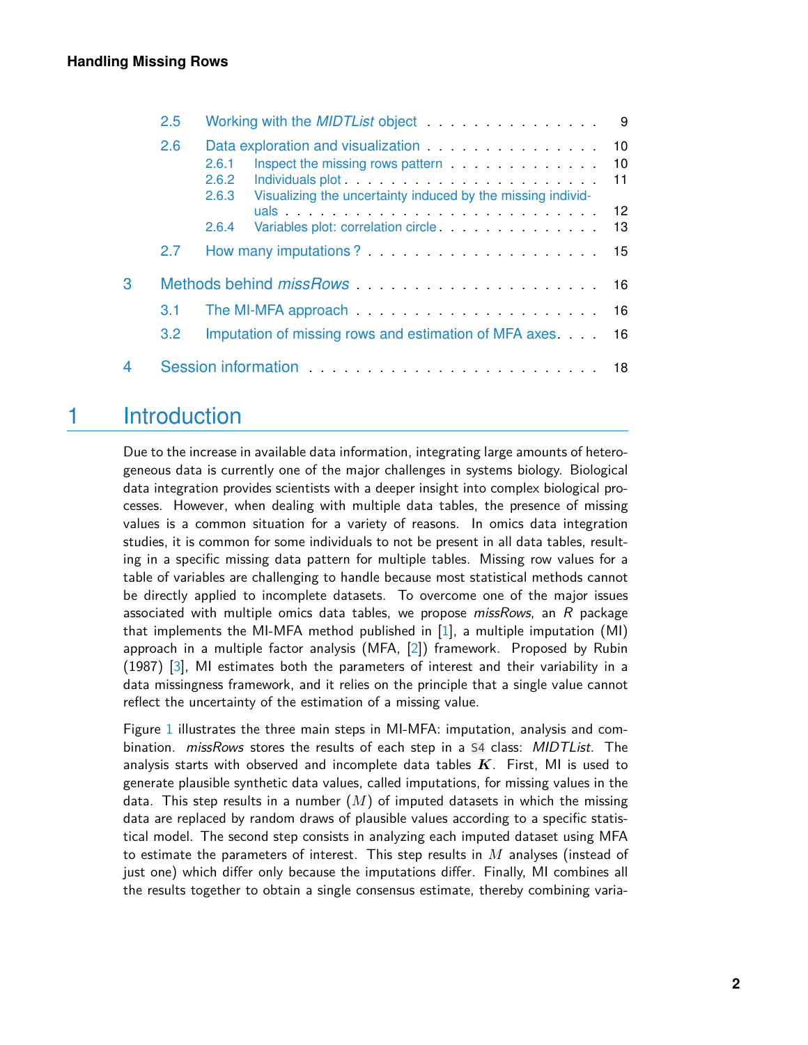2.5 Working with the *MIDTList* object . . . . . . . . . . . . . . . 9

2.6 Data exploration and visualization . . . . . . . . . . . . . . . 10

2.6.1 Inspect the missing rows pattern . . . . . . . . . . . . . 10

2.6.2 Individuals plot . . . . . . . . . . . . . . . . . . . . . 11

2.6.3 Visualizing the uncertainty induced by the missing individuals . . . . . . . . . . . . . . . . . . . . . . . . . 12

2.6.4 Variables plot: correlation circle . . . . . . . . . . . . . 13

2.7 How many imputations ? . . . . . . . . . . . . . . . . . . . 15

3 Methods behind *missRows* . . . . . . . . . . . . . . . . . . . 16

3.1 The MI-MFA approach . . . . . . . . . . . . . . . . . . . . 16

3.2 Imputation of missing rows and estimation of MFA axes. . . . 16

4 Session information . . . . . . . . . . . . . . . . . . . . . . 18

# 1 Introduction

Due to the increase in available data information, integrating large amounts of heterogeneous data is currently one of the major challenges in systems biology. Biological data integration provides scientists with a deeper insight into complex biological processes. However, when dealing with multiple data tables, the presence of missing values is a common situation for a variety of reasons. In omics data integration studies, it is common for some individuals to not be present in all data tables, resulting in a specific missing data pattern for multiple tables. Missing row values for a table of variables are challenging to handle because most statistical methods cannot be directly applied to incomplete datasets. To overcome one of the major issues associated with multiple omics data tables, we propose *missRows*, an *R* package that implements the MI-MFA method published in [1], a multiple imputation (MI) approach in a multiple factor analysis (MFA, [2]) framework. Proposed by Rubin (1987) [3], MI estimates both the parameters of interest and their variability in a data missingness framework, and it relies on the principle that a single value cannot reflect the uncertainty of the estimation of a missing value.

Figure 1 illustrates the three main steps in MI-MFA: imputation, analysis and combination. *missRows* stores the results of each step in a `S4` class: *MIDTList*. The analysis starts with observed and incomplete data tables $\boldsymbol{K}$. First, MI is used to generate plausible synthetic data values, called imputations, for missing values in the data. This step results in a number ($M$) of imputed datasets in which the missing data are replaced by random draws of plausible values according to a specific statistical model. The second step consists in analyzing each imputed dataset using MFA to estimate the parameters of interest. This step results in $M$ analyses (instead of just one) which differ only because the imputations differ. Finally, MI combines all the results together to obtain a single consensus estimate, thereby combining varia-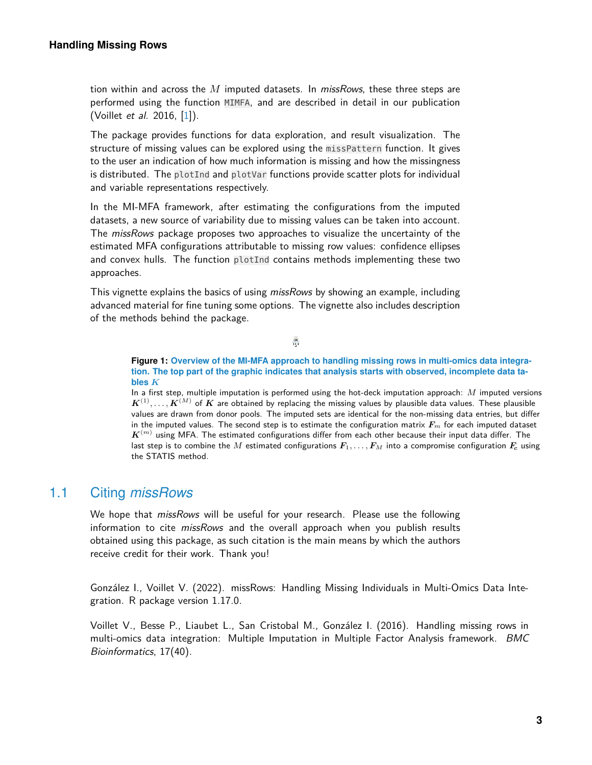tion within and across the $M$ imputed datasets. In *missRows*, these three steps are performed using the function `MIMFA`, and are described in detail in our publication (Voillet *et al.* 2016, [1]).

The package provides functions for data exploration, and result visualization. The structure of missing values can be explored using the `missPattern` function. It gives to the user an indication of how much information is missing and how the missingness is distributed. The `plotInd` and `plotVar` functions provide scatter plots for individual and variable representations respectively.

In the MI-MFA framework, after estimating the configurations from the imputed datasets, a new source of variability due to missing values can be taken into account. The *missRows* package proposes two approaches to visualize the uncertainty of the estimated MFA configurations attributable to missing row values: confidence ellipses and convex hulls. The function `plotInd` contains methods implementing these two approaches.

This vignette explains the basics of using *missRows* by showing an example, including advanced material for fine tuning some options. The vignette also includes description of the methods behind the package.

**Figure 1: Overview of the MI-MFA approach to handling missing rows in multi-omics data integration. The top part of the graphic indicates that analysis starts with observed, incomplete data tables $K$**

In a first step, multiple imputation is performed using the hot-deck imputation approach: $M$ imputed versions $\boldsymbol{K}^{(1)}, \ldots, \boldsymbol{K}^{(M)}$ of $\boldsymbol{K}$ are obtained by replacing the missing values by plausible data values. These plausible values are drawn from donor pools. The imputed sets are identical for the non-missing data entries, but differ in the imputed values. The second step is to estimate the configuration matrix $\boldsymbol{F}_m$ for each imputed dataset $\boldsymbol{K}^{(m)}$ using MFA. The estimated configurations differ from each other because their input data differ. The last step is to combine the $M$ estimated configurations $\boldsymbol{F}_1, \ldots, \boldsymbol{F}_M$ into a compromise configuration $\boldsymbol{F}_c$ using the STATIS method.

## 1.1 Citing *missRows*

We hope that *missRows* will be useful for your research. Please use the following information to cite *missRows* and the overall approach when you publish results obtained using this package, as such citation is the main means by which the authors receive credit for their work. Thank you!

González I., Voillet V. (2022). missRows: Handling Missing Individuals in Multi-Omics Data Integration. R package version 1.17.0.

Voillet V., Besse P., Liaubet L., San Cristobal M., González I. (2016). Handling missing rows in multi-omics data integration: Multiple Imputation in Multiple Factor Analysis framework. *BMC Bioinformatics*, 17(40).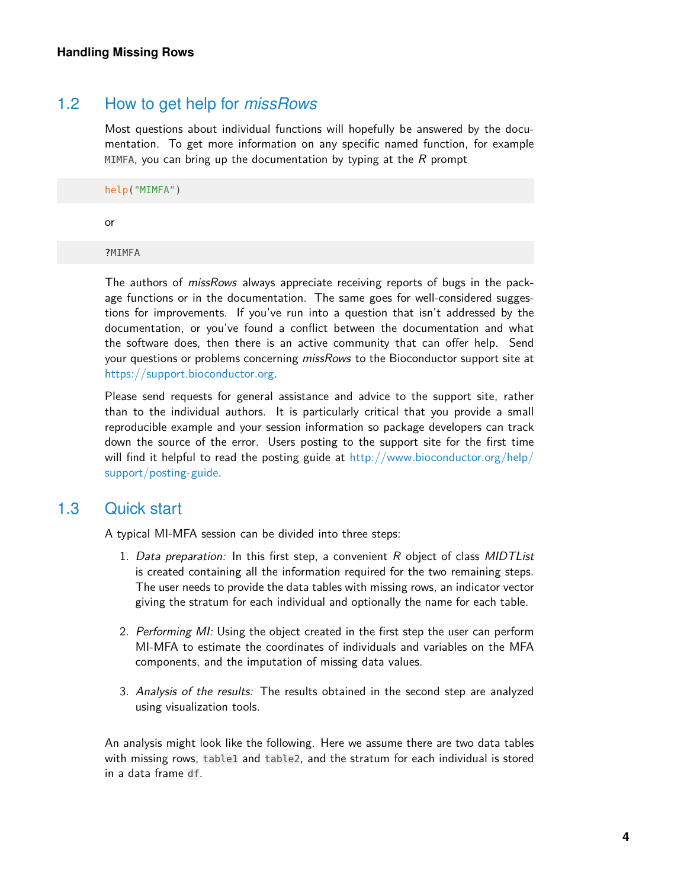## 1.2 How to get help for *missRows*

Most questions about individual functions will hopefully be answered by the documentation. To get more information on any specific named function, for example `MIMFA`, you can bring up the documentation by typing at the *R* prompt

```
help("MIMFA")
```

or

```
?MIMFA
```

The authors of *missRows* always appreciate receiving reports of bugs in the package functions or in the documentation. The same goes for well-considered suggestions for improvements. If you've run into a question that isn't addressed by the documentation, or you've found a conflict between the documentation and what the software does, then there is an active community that can offer help. Send your questions or problems concerning *missRows* to the Bioconductor support site at https://support.bioconductor.org.

Please send requests for general assistance and advice to the support site, rather than to the individual authors. It is particularly critical that you provide a small reproducible example and your session information so package developers can track down the source of the error. Users posting to the support site for the first time will find it helpful to read the posting guide at http://www.bioconductor.org/help/support/posting-guide.

## 1.3 Quick start

A typical MI-MFA session can be divided into three steps:

1. *Data preparation:* In this first step, a convenient *R* object of class *MIDTList* is created containing all the information required for the two remaining steps. The user needs to provide the data tables with missing rows, an indicator vector giving the stratum for each individual and optionally the name for each table.

2. *Performing MI:* Using the object created in the first step the user can perform MI-MFA to estimate the coordinates of individuals and variables on the MFA components, and the imputation of missing data values.

3. *Analysis of the results:* The results obtained in the second step are analyzed using visualization tools.

An analysis might look like the following. Here we assume there are two data tables with missing rows, `table1` and `table2`, and the stratum for each individual is stored in a data frame `df`.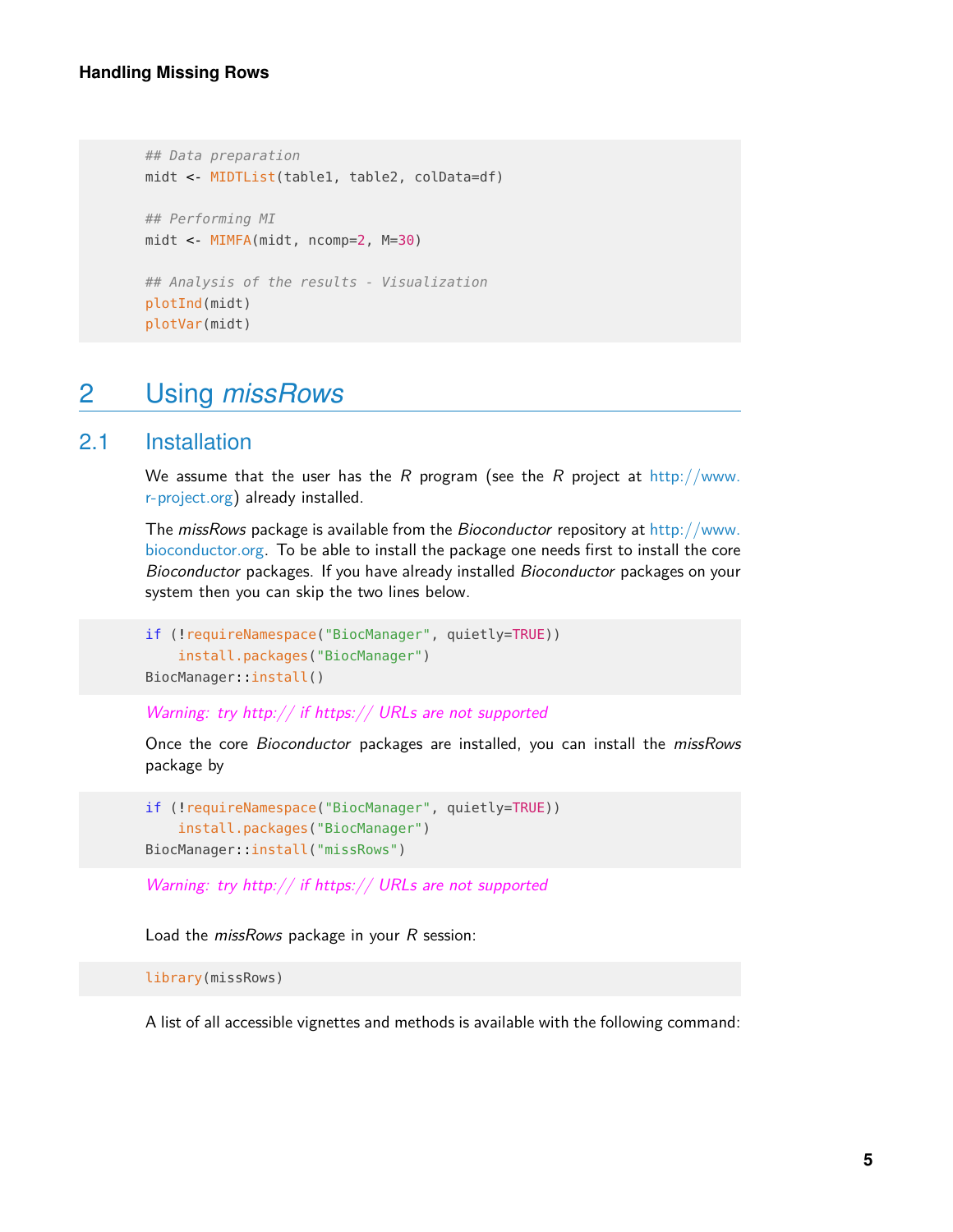```
## Data preparation
midt <- MIDTList(table1, table2, colData=df)

## Performing MI
midt <- MIMFA(midt, ncomp=2, M=30)

## Analysis of the results - Visualization
plotInd(midt)
plotVar(midt)
```

# 2 Using *missRows*

## 2.1 Installation

We assume that the user has the *R* program (see the *R* project at http://www.r-project.org) already installed.

The *missRows* package is available from the *Bioconductor* repository at http://www.bioconductor.org. To be able to install the package one needs first to install the core *Bioconductor* packages. If you have already installed *Bioconductor* packages on your system then you can skip the two lines below.

```
if (!requireNamespace("BiocManager", quietly=TRUE))
    install.packages("BiocManager")
BiocManager::install()
```

*Warning: try http:// if https:// URLs are not supported*

Once the core *Bioconductor* packages are installed, you can install the *missRows* package by

```
if (!requireNamespace("BiocManager", quietly=TRUE))
    install.packages("BiocManager")
BiocManager::install("missRows")
```

*Warning: try http:// if https:// URLs are not supported*

Load the *missRows* package in your *R* session:

```
library(missRows)
```

A list of all accessible vignettes and methods is available with the following command: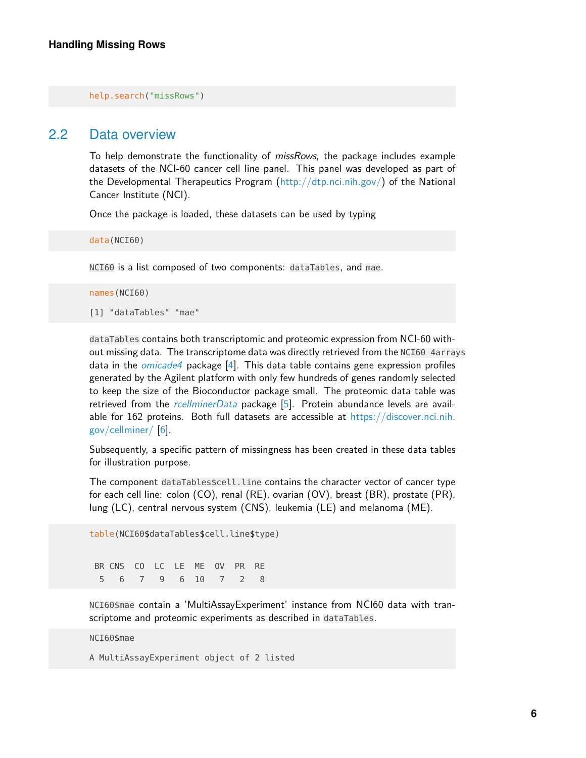```
help.search("missRows")
```

## 2.2 Data overview

To help demonstrate the functionality of *missRows*, the package includes example datasets of the NCI-60 cancer cell line panel. This panel was developed as part of the Developmental Therapeutics Program (http://dtp.nci.nih.gov/) of the National Cancer Institute (NCI).

Once the package is loaded, these datasets can be used by typing

```
data(NCI60)
```

`NCI60` is a list composed of two components: `dataTables`, and `mae`.

```
names(NCI60)

[1] "dataTables" "mae"
```

`dataTables` contains both transcriptomic and proteomic expression from NCI-60 without missing data. The transcriptome data was directly retrieved from the `NCI60_4arrays` data in the *omicade4* package [4]. This data table contains gene expression profiles generated by the Agilent platform with only few hundreds of genes randomly selected to keep the size of the Bioconductor package small. The proteomic data table was retrieved from the *rcellminerData* package [5]. Protein abundance levels are available for 162 proteins. Both full datasets are accessible at https://discover.nci.nih.gov/cellminer/ [6].

Subsequently, a specific pattern of missingness has been created in these data tables for illustration purpose.

The component `dataTables$cell.line` contains the character vector of cancer type for each cell line: colon (CO), renal (RE), ovarian (OV), breast (BR), prostate (PR), lung (LC), central nervous system (CNS), leukemia (LE) and melanoma (ME).

```
table(NCI60$dataTables$cell.line$type)


 BR CNS  CO  LC  LE  ME  OV  PR  RE 
  5   6   7   9   6  10   7   2   8 
```

`NCI60$mae` contain a 'MultiAssayExperiment' instance from NCI60 data with transcriptome and proteomic experiments as described in `dataTables`.

```
NCI60$mae

A MultiAssayExperiment object of 2 listed
```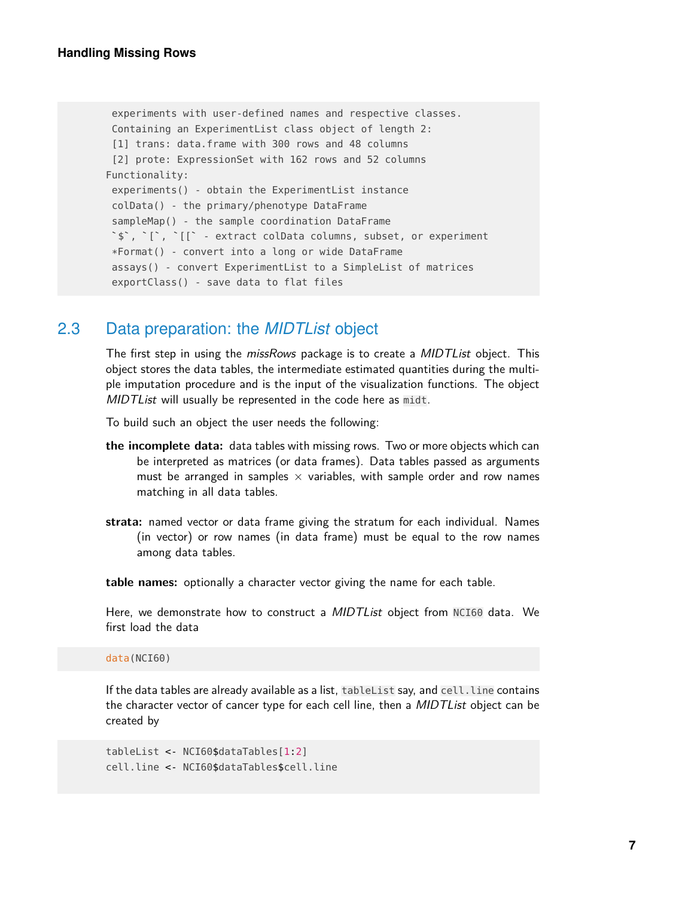```
 experiments with user-defined names and respective classes.
 Containing an ExperimentList class object of length 2:
 [1] trans: data.frame with 300 rows and 48 columns
 [2] prote: ExpressionSet with 162 rows and 52 columns
Functionality:
 experiments() - obtain the ExperimentList instance
 colData() - the primary/phenotype DataFrame
 sampleMap() - the sample coordination DataFrame
 `$`, `[`, `[[` - extract colData columns, subset, or experiment
 *Format() - convert into a long or wide DataFrame
 assays() - convert ExperimentList to a SimpleList of matrices
 exportClass() - save data to flat files
```

## 2.3 Data preparation: the *MIDTList* object

The first step in using the *missRows* package is to create a *MIDTList* object. This object stores the data tables, the intermediate estimated quantities during the multiple imputation procedure and is the input of the visualization functions. The object *MIDTList* will usually be represented in the code here as `midt`.

To build such an object the user needs the following:

**the incomplete data:** data tables with missing rows. Two or more objects which can be interpreted as matrices (or data frames). Data tables passed as arguments must be arranged in samples $\times$ variables, with sample order and row names matching in all data tables.

**strata:** named vector or data frame giving the stratum for each individual. Names (in vector) or row names (in data frame) must be equal to the row names among data tables.

**table names:** optionally a character vector giving the name for each table.

Here, we demonstrate how to construct a *MIDTList* object from `NCI60` data. We first load the data

```
data(NCI60)
```

If the data tables are already available as a list, `tableList` say, and `cell.line` contains the character vector of cancer type for each cell line, then a *MIDTList* object can be created by

```
tableList <- NCI60$dataTables[1:2]
cell.line <- NCI60$dataTables$cell.line
```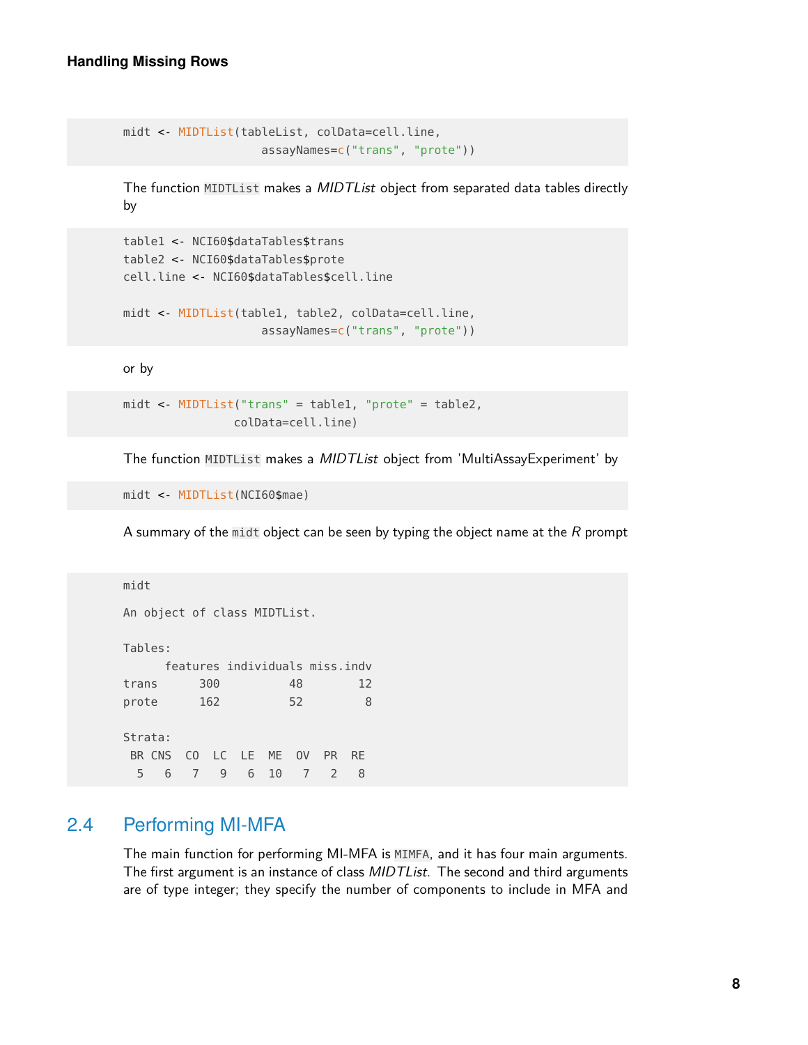```
midt <- MIDTList(tableList, colData=cell.line,
                 assayNames=c("trans", "prote"))
```

The function `MIDTList` makes a *MIDTList* object from separated data tables directly by

```
table1 <- NCI60$dataTables$trans
table2 <- NCI60$dataTables$prote
cell.line <- NCI60$dataTables$cell.line

midt <- MIDTList(table1, table2, colData=cell.line,
                 assayNames=c("trans", "prote"))
```

or by

```
midt <- MIDTList("trans" = table1, "prote" = table2,
             colData=cell.line)
```

The function `MIDTList` makes a *MIDTList* object from 'MultiAssayExperiment' by

```
midt <- MIDTList(NCI60$mae)
```

A summary of the `midt` object can be seen by typing the object name at the *R* prompt

```
midt

An object of class MIDTList.

Tables:
      features individuals miss.indv
trans      300          48        12
prote      162          52         8

Strata:
 BR CNS  CO  LC  LE  ME  OV  PR  RE
  5   6   7   9   6  10   7   2   8
```

## 2.4 Performing MI-MFA

The main function for performing MI-MFA is `MIMFA`, and it has four main arguments. The first argument is an instance of class *MIDTList*. The second and third arguments are of type integer; they specify the number of components to include in MFA and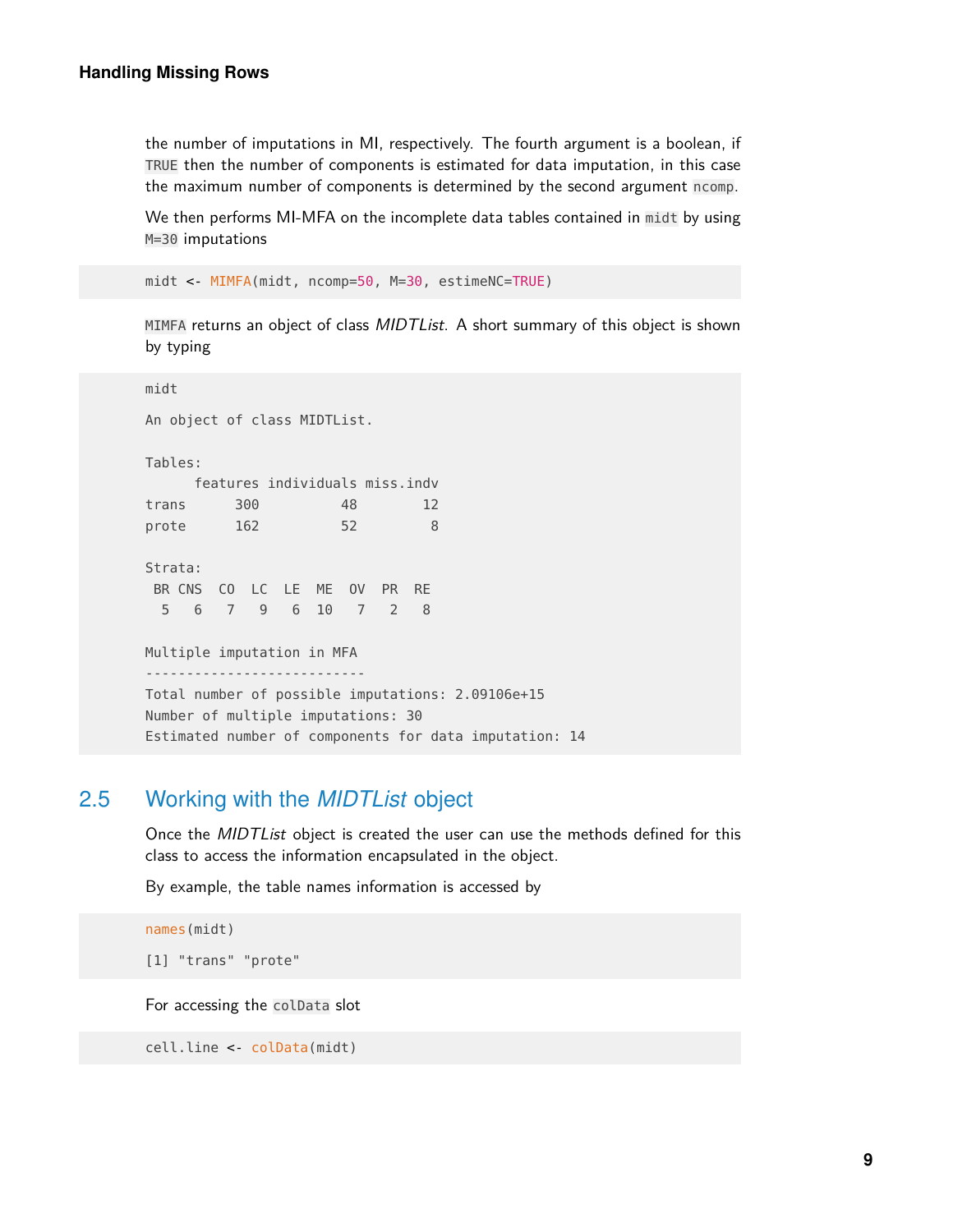the number of imputations in MI, respectively. The fourth argument is a boolean, if `TRUE` then the number of components is estimated for data imputation, in this case the maximum number of components is determined by the second argument `ncomp`.

We then performs MI-MFA on the incomplete data tables contained in `midt` by using `M=30` imputations

```
midt <- MIMFA(midt, ncomp=50, M=30, estimeNC=TRUE)
```

`MIMFA` returns an object of class *MIDTList*. A short summary of this object is shown by typing

```
midt

An object of class MIDTList.

Tables:
      features individuals miss.indv
trans      300          48        12
prote      162          52         8

Strata:
 BR CNS  CO  LC  LE  ME  OV  PR  RE
  5   6   7   9   6  10   7   2   8

Multiple imputation in MFA
---------------------------
Total number of possible imputations: 2.09106e+15
Number of multiple imputations: 30
Estimated number of components for data imputation: 14
```

## 2.5 Working with the *MIDTList* object

Once the *MIDTList* object is created the user can use the methods defined for this class to access the information encapsulated in the object.

By example, the table names information is accessed by

```
names(midt)

[1] "trans" "prote"
```

For accessing the `colData` slot

```
cell.line <- colData(midt)
```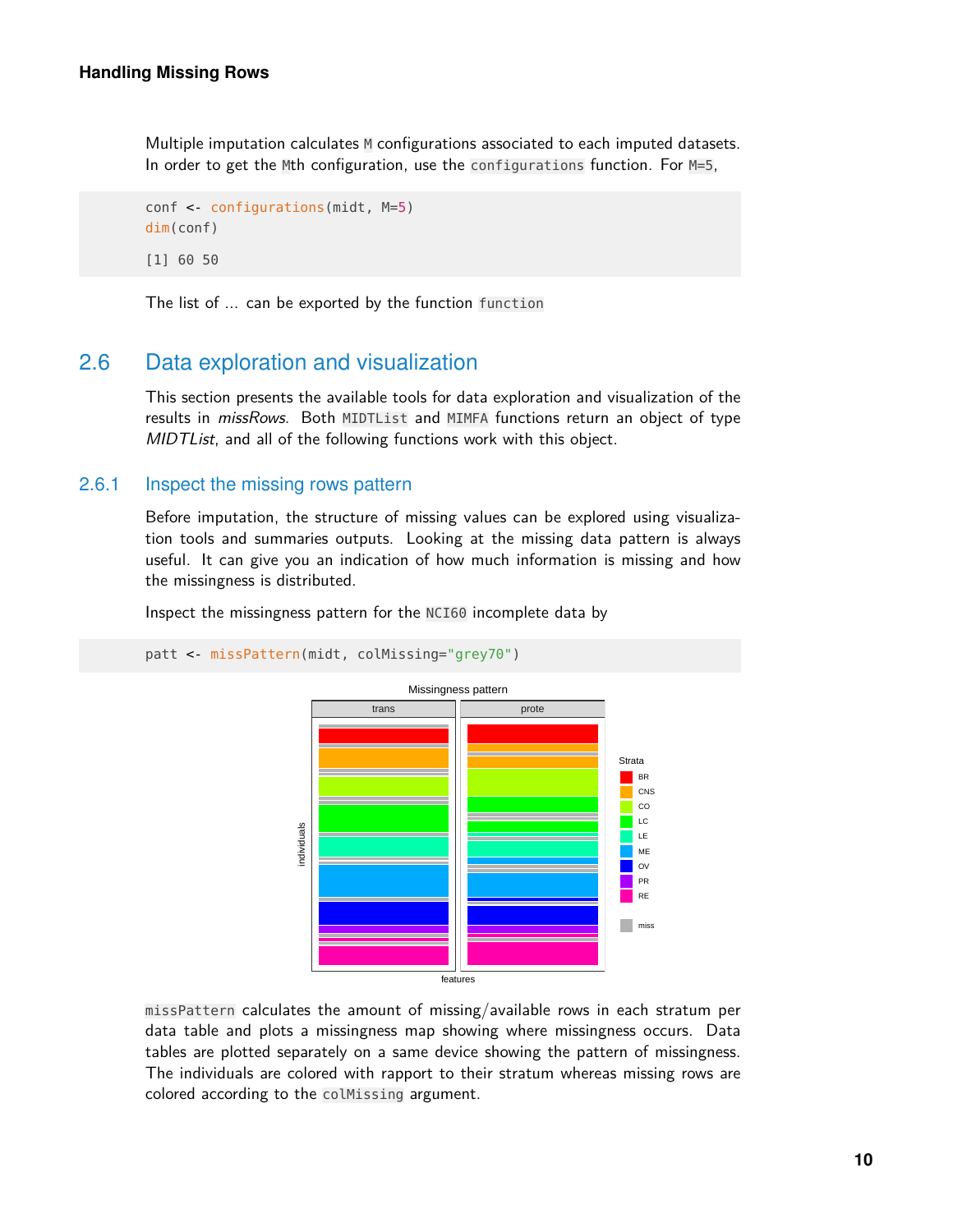Multiple imputation calculates `M` configurations associated to each imputed datasets. In order to get the `M`th configuration, use the `configurations` function. For `M=5`,

```
conf <- configurations(midt, M=5)
dim(conf)

[1] 60 50
```

The list of ... can be exported by the function `function`

## 2.6 Data exploration and visualization

This section presents the available tools for data exploration and visualization of the results in *missRows*. Both `MIDTList` and `MIMFA` functions return an object of type *MIDTList*, and all of the following functions work with this object.

### 2.6.1 Inspect the missing rows pattern

Before imputation, the structure of missing values can be explored using visualization tools and summaries outputs. Looking at the missing data pattern is always useful. It can give you an indication of how much information is missing and how the missingness is distributed.

Inspect the missingness pattern for the `NCI60` incomplete data by

```
patt <- missPattern(midt, colMissing="grey70")
```

`missPattern` calculates the amount of missing/available rows in each stratum per data table and plots a missingness map showing where missingness occurs. Data tables are plotted separately on a same device showing the pattern of missingness. The individuals are colored with rapport to their stratum whereas missing rows are colored according to the `colMissing` argument.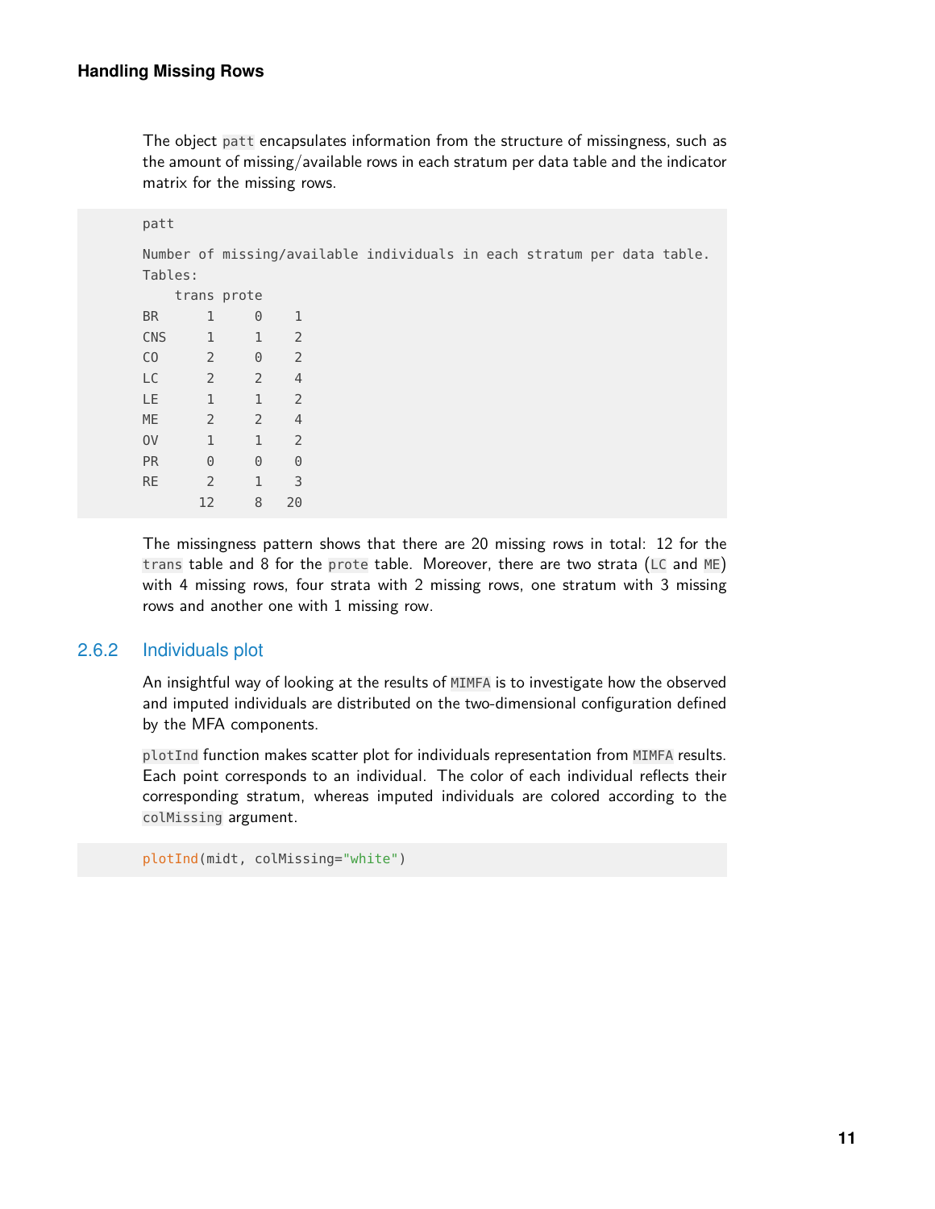The object `patt` encapsulates information from the structure of missingness, such as the amount of missing/available rows in each stratum per data table and the indicator matrix for the missing rows.

```
patt

Number of missing/available individuals in each stratum per data table.
Tables:
    trans prote
BR      1     0    1
CNS     1     1    2
CO      2     0    2
LC      2     2    4
LE      1     1    2
ME      2     2    4
OV      1     1    2
PR      0     0    0
RE      2     1    3
       12     8   20
```

The missingness pattern shows that there are 20 missing rows in total: 12 for the `trans` table and 8 for the `prote` table. Moreover, there are two strata (`LC` and `ME`) with 4 missing rows, four strata with 2 missing rows, one stratum with 3 missing rows and another one with 1 missing row.

### 2.6.2 Individuals plot

An insightful way of looking at the results of `MIMFA` is to investigate how the observed and imputed individuals are distributed on the two-dimensional configuration defined by the MFA components.

`plotInd` function makes scatter plot for individuals representation from `MIMFA` results. Each point corresponds to an individual. The color of each individual reflects their corresponding stratum, whereas imputed individuals are colored according to the `colMissing` argument.

```
plotInd(midt, colMissing="white")
```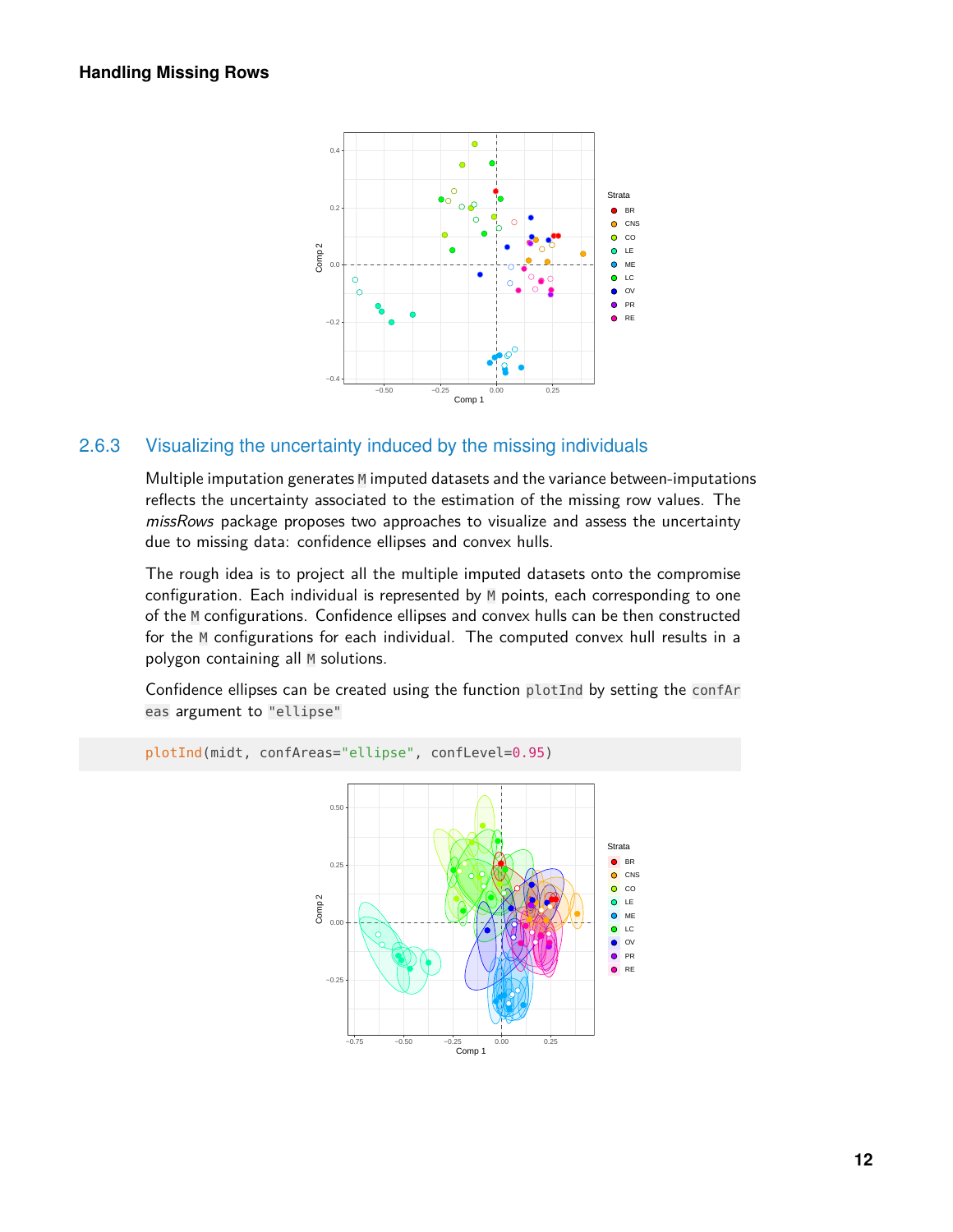### 2.6.3 Visualizing the uncertainty induced by the missing individuals

Multiple imputation generates `M` imputed datasets and the variance between-imputations reflects the uncertainty associated to the estimation of the missing row values. The *missRows* package proposes two approaches to visualize and assess the uncertainty due to missing data: confidence ellipses and convex hulls.

The rough idea is to project all the multiple imputed datasets onto the compromise configuration. Each individual is represented by `M` points, each corresponding to one of the `M` configurations. Confidence ellipses and convex hulls can be then constructed for the `M` configurations for each individual. The computed convex hull results in a polygon containing all `M` solutions.

Confidence ellipses can be created using the function `plotInd` by setting the `confAreas` argument to `"ellipse"`

```
plotInd(midt, confAreas="ellipse", confLevel=0.95)
```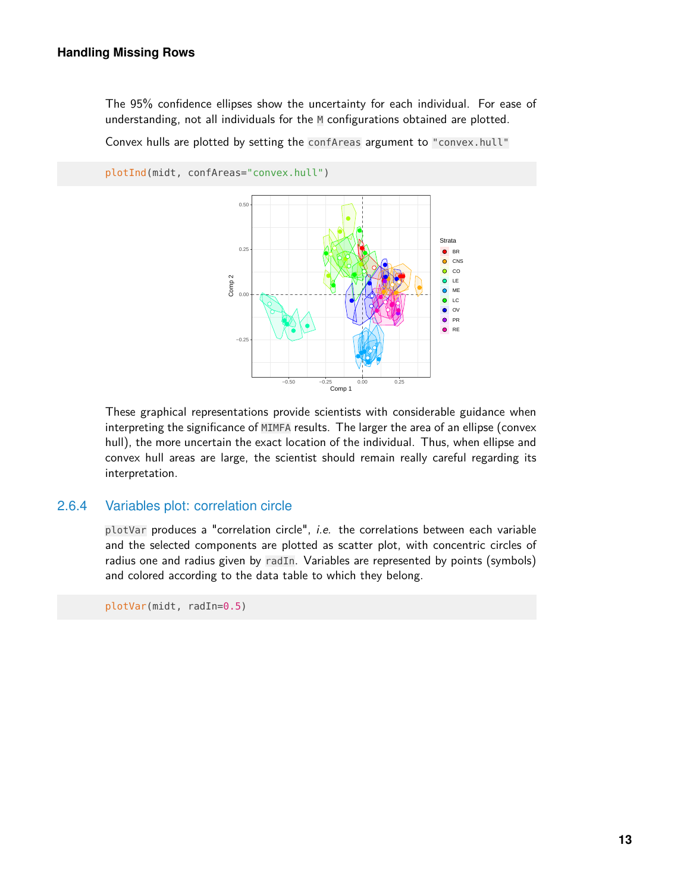The 95% confidence ellipses show the uncertainty for each individual. For ease of understanding, not all individuals for the M configurations obtained are plotted.

Convex hulls are plotted by setting the `confAreas` argument to `"convex.hull"`

```
plotInd(midt, confAreas="convex.hull")
```

These graphical representations provide scientists with considerable guidance when interpreting the significance of MIMFA results. The larger the area of an ellipse (convex hull), the more uncertain the exact location of the individual. Thus, when ellipse and convex hull areas are large, the scientist should remain really careful regarding its interpretation.

### 2.6.4 Variables plot: correlation circle

`plotVar` produces a "correlation circle", *i.e.* the correlations between each variable and the selected components are plotted as scatter plot, with concentric circles of radius one and radius given by `radIn`. Variables are represented by points (symbols) and colored according to the data table to which they belong.

```
plotVar(midt, radIn=0.5)
```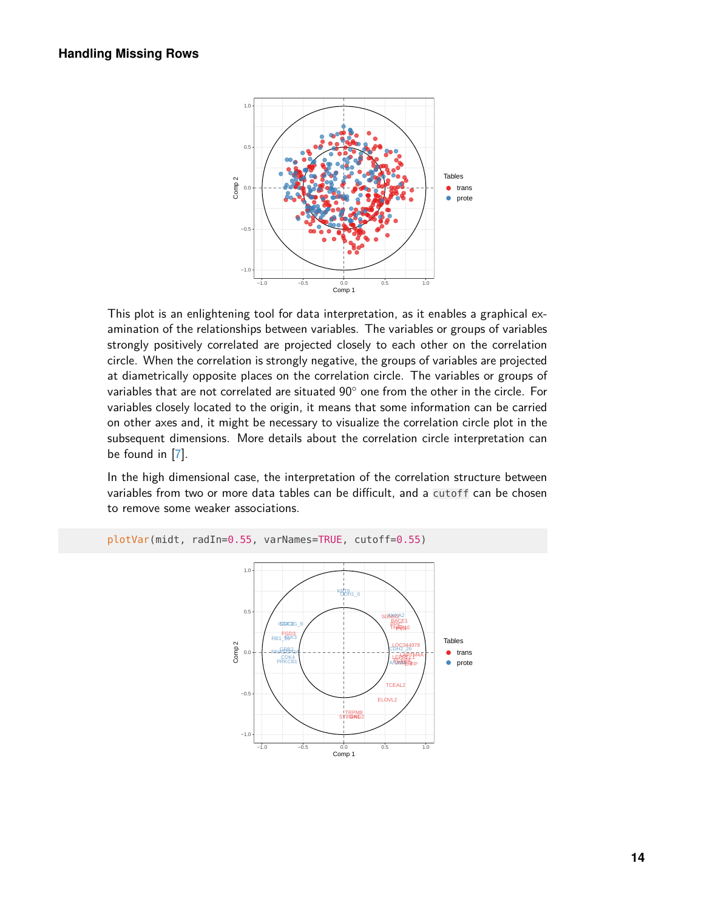**Handling Missing Rows**

This plot is an enlightening tool for data interpretation, as it enables a graphical examination of the relationships between variables. The variables or groups of variables strongly positively correlated are projected closely to each other on the correlation circle. When the correlation is strongly negative, the groups of variables are projected at diametrically opposite places on the correlation circle. The variables or groups of variables that are not correlated are situated 90° one from the other in the circle. For variables closely located to the origin, it means that some information can be carried on other axes and, it might be necessary to visualize the correlation circle plot in the subsequent dimensions. More details about the correlation circle interpretation can be found in [7].

In the high dimensional case, the interpretation of the correlation structure between variables from two or more data tables can be difficult, and a `cutoff` can be chosen to remove some weaker associations.

```
plotVar(midt, radIn=0.55, varNames=TRUE, cutoff=0.55)
```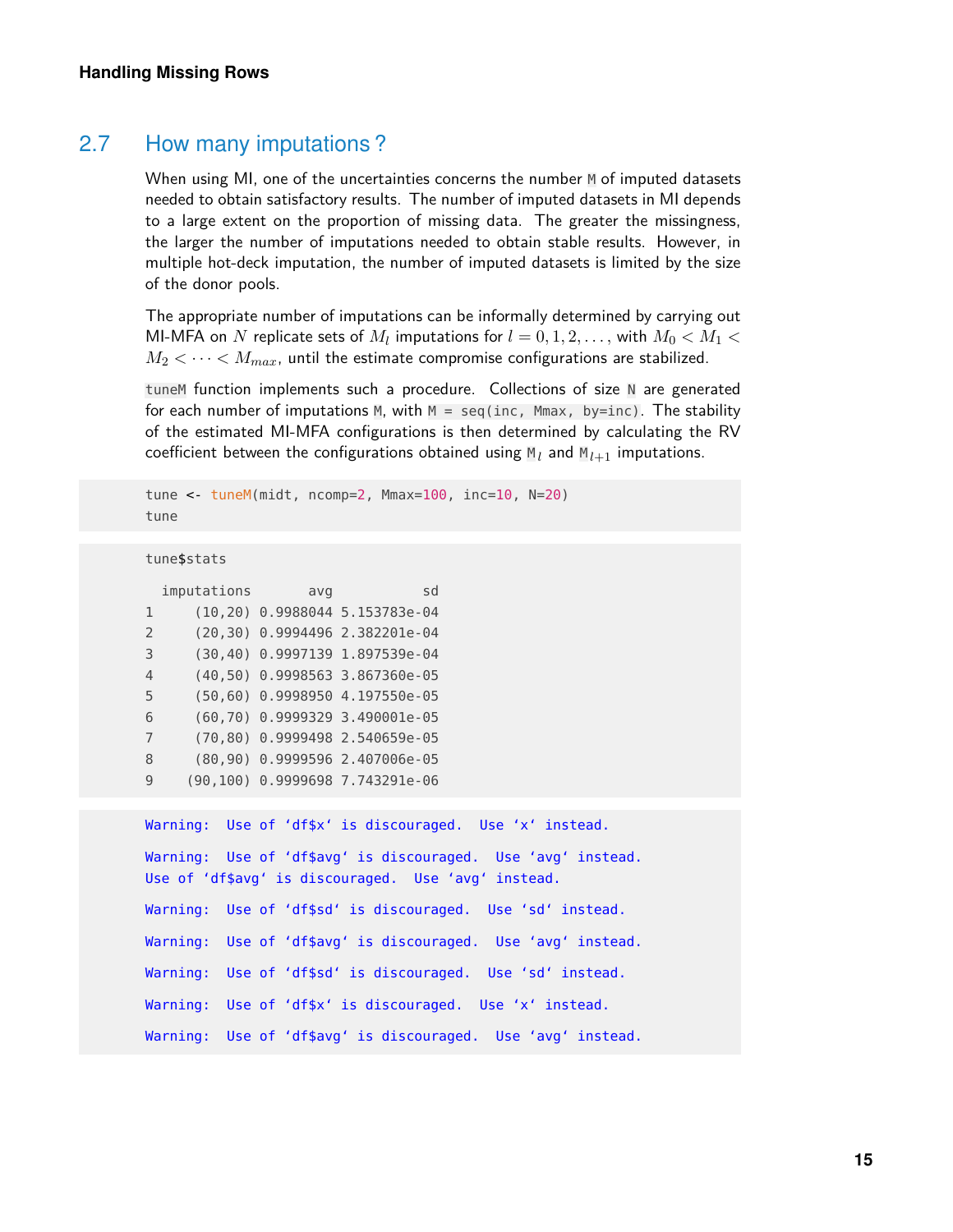## 2.7 How many imputations ?

When using MI, one of the uncertainties concerns the number `M` of imputed datasets needed to obtain satisfactory results. The number of imputed datasets in MI depends to a large extent on the proportion of missing data. The greater the missingness, the larger the number of imputations needed to obtain stable results. However, in multiple hot-deck imputation, the number of imputed datasets is limited by the size of the donor pools.

The appropriate number of imputations can be informally determined by carrying out MI-MFA on $N$ replicate sets of $M_l$ imputations for $l = 0, 1, 2, \ldots$, with $M_0 < M_1 < M_2 < \cdots < M_{max}$, until the estimate compromise configurations are stabilized.

`tuneM` function implements such a procedure. Collections of size `N` are generated for each number of imputations `M`, with `M = seq(inc, Mmax, by=inc)`. The stability of the estimated MI-MFA configurations is then determined by calculating the RV coefficient between the configurations obtained using $\texttt{M}_l$ and $\texttt{M}_{l+1}$ imputations.

```
tune <- tuneM(midt, ncomp=2, Mmax=100, inc=10, N=20)
tune
```

```
tune$stats

  imputations       avg           sd
1     (10,20) 0.9988044 5.153783e-04
2     (20,30) 0.9994496 2.382201e-04
3     (30,40) 0.9997139 1.897539e-04
4     (40,50) 0.9998563 3.867360e-05
5     (50,60) 0.9998950 4.197550e-05
6     (60,70) 0.9999329 3.490001e-05
7     (70,80) 0.9999498 2.540659e-05
8     (80,90) 0.9999596 2.407006e-05
9    (90,100) 0.9999698 7.743291e-06
```

```
Warning:  Use of `df$x` is discouraged.  Use `x` instead.

Warning:  Use of `df$avg` is discouraged.  Use `avg` instead.
Use of `df$avg` is discouraged.  Use `avg` instead.

Warning:  Use of `df$sd` is discouraged.  Use `sd` instead.

Warning:  Use of `df$avg` is discouraged.  Use `avg` instead.

Warning:  Use of `df$sd` is discouraged.  Use `sd` instead.

Warning:  Use of `df$x` is discouraged.  Use `x` instead.

Warning:  Use of `df$avg` is discouraged.  Use `avg` instead.
```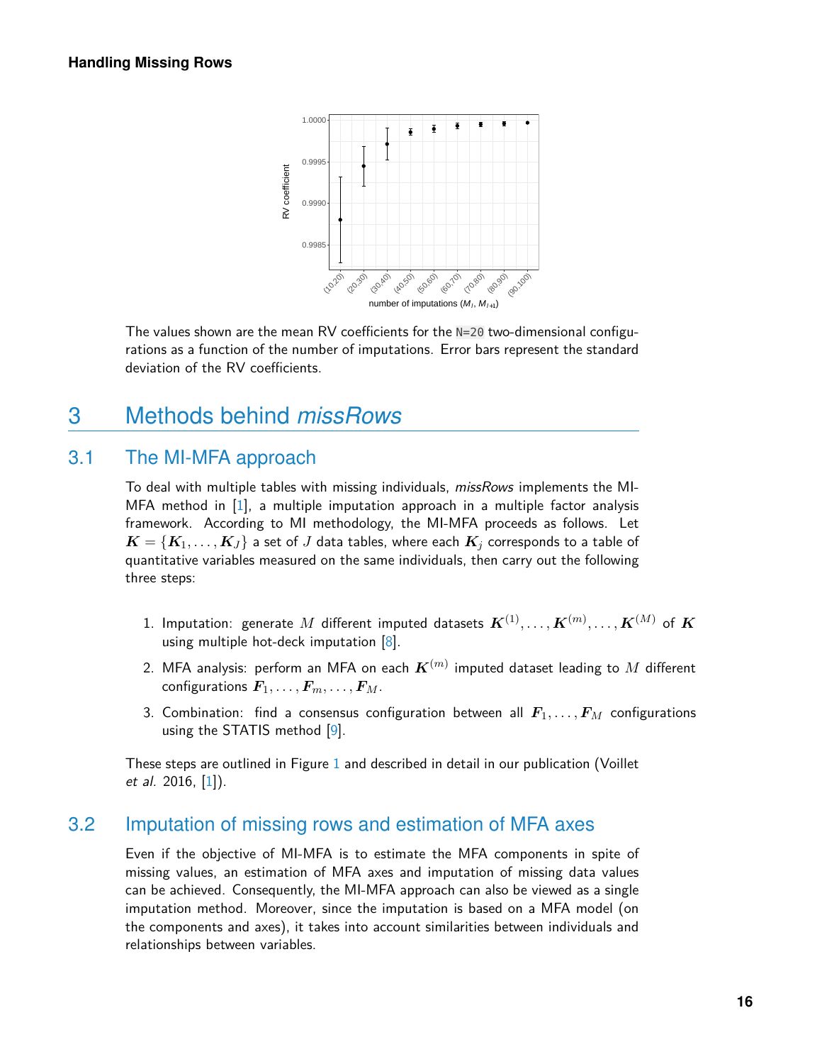The values shown are the mean RV coefficients for the `N=20` two-dimensional configurations as a function of the number of imputations. Error bars represent the standard deviation of the RV coefficients.

# 3 Methods behind *missRows*

## 3.1 The MI-MFA approach

To deal with multiple tables with missing individuals, *missRows* implements the MI-MFA method in [1], a multiple imputation approach in a multiple factor analysis framework. According to MI methodology, the MI-MFA proceeds as follows. Let $\boldsymbol{K} = \{\boldsymbol{K}_1, \ldots, \boldsymbol{K}_J\}$ a set of $J$ data tables, where each $\boldsymbol{K}_j$ corresponds to a table of quantitative variables measured on the same individuals, then carry out the following three steps:

1. Imputation: generate $M$ different imputed datasets $\boldsymbol{K}^{(1)}, \ldots, \boldsymbol{K}^{(m)}, \ldots, \boldsymbol{K}^{(M)}$ of $\boldsymbol{K}$ using multiple hot-deck imputation [8].
2. MFA analysis: perform an MFA on each $\boldsymbol{K}^{(m)}$ imputed dataset leading to $M$ different configurations $\boldsymbol{F}_1, \ldots, \boldsymbol{F}_m, \ldots, \boldsymbol{F}_M$.
3. Combination: find a consensus configuration between all $\boldsymbol{F}_1, \ldots, \boldsymbol{F}_M$ configurations using the STATIS method [9].

These steps are outlined in Figure 1 and described in detail in our publication (Voillet *et al.* 2016, [1]).

## 3.2 Imputation of missing rows and estimation of MFA axes

Even if the objective of MI-MFA is to estimate the MFA components in spite of missing values, an estimation of MFA axes and imputation of missing data values can be achieved. Consequently, the MI-MFA approach can also be viewed as a single imputation method. Moreover, since the imputation is based on a MFA model (on the components and axes), it takes into account similarities between individuals and relationships between variables.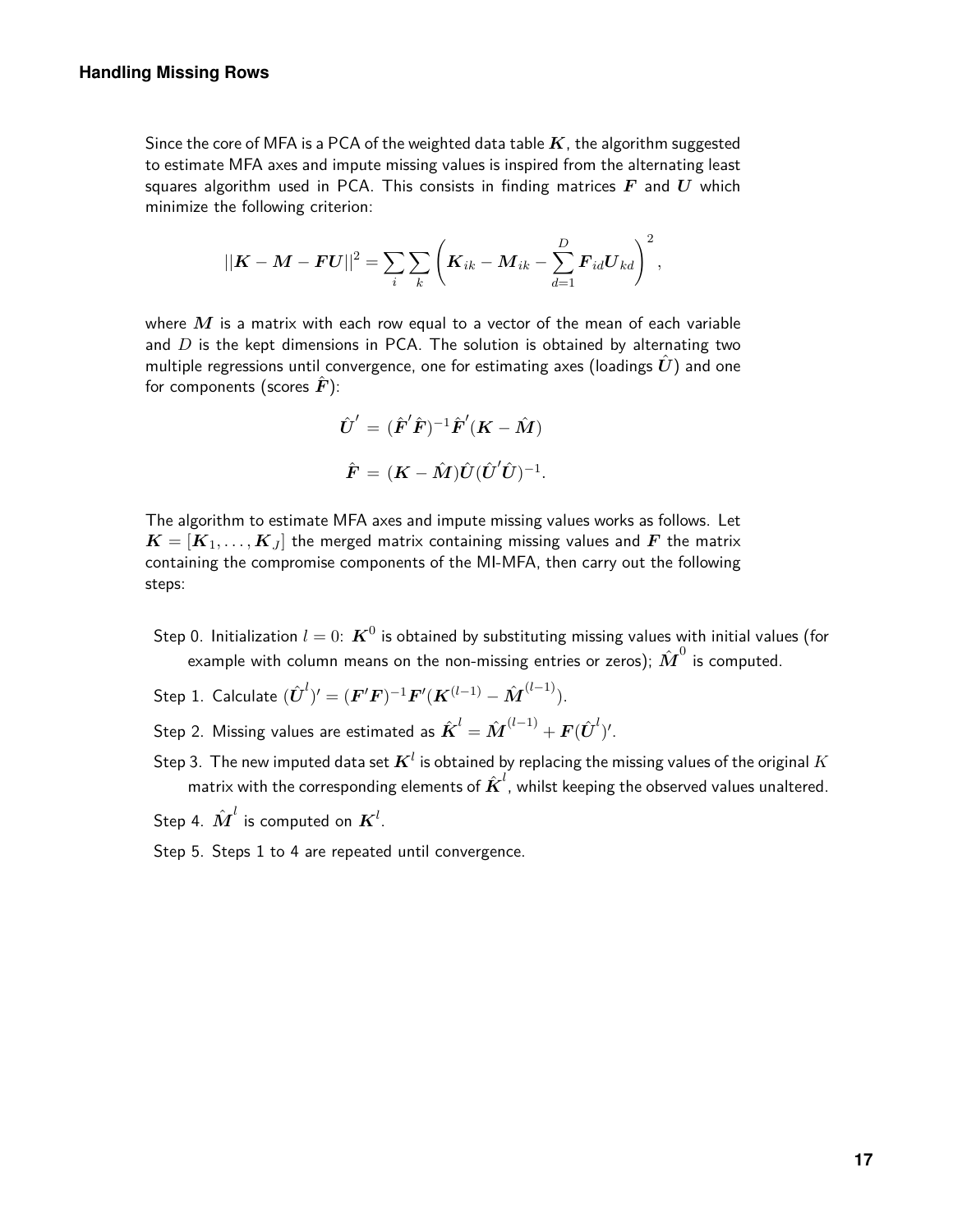### Handling Missing Rows

Since the core of MFA is a PCA of the weighted data table $\boldsymbol{K}$, the algorithm suggested to estimate MFA axes and impute missing values is inspired from the alternating least squares algorithm used in PCA. This consists in finding matrices $\boldsymbol{F}$ and $\boldsymbol{U}$ which minimize the following criterion:

$$||\boldsymbol{K} - \boldsymbol{M} - \boldsymbol{F}\boldsymbol{U}||^2 = \sum_i \sum_k \left( \boldsymbol{K}_{ik} - \boldsymbol{M}_{ik} - \sum_{d=1}^{D} \boldsymbol{F}_{id} \boldsymbol{U}_{kd} \right)^2,$$

where $\boldsymbol{M}$ is a matrix with each row equal to a vector of the mean of each variable and $D$ is the kept dimensions in PCA. The solution is obtained by alternating two multiple regressions until convergence, one for estimating axes (loadings $\hat{\boldsymbol{U}}$) and one for components (scores $\hat{\boldsymbol{F}}$):

$$\hat{\boldsymbol{U}}' = (\hat{\boldsymbol{F}}'\hat{\boldsymbol{F}})^{-1}\hat{\boldsymbol{F}}'(\boldsymbol{K} - \hat{\boldsymbol{M}})$$

$$\hat{\boldsymbol{F}} = (\boldsymbol{K} - \hat{\boldsymbol{M}})\hat{\boldsymbol{U}}(\hat{\boldsymbol{U}}'\hat{\boldsymbol{U}})^{-1}.$$

The algorithm to estimate MFA axes and impute missing values works as follows. Let $\boldsymbol{K} = [\boldsymbol{K}_1, \ldots, \boldsymbol{K}_J]$ the merged matrix containing missing values and $\boldsymbol{F}$ the matrix containing the compromise components of the MI-MFA, then carry out the following steps:

Step 0. Initialization $l = 0$: $\boldsymbol{K}^0$ is obtained by substituting missing values with initial values (for example with column means on the non-missing entries or zeros); $\hat{\boldsymbol{M}}^0$ is computed.

Step 1. Calculate $(\hat{\boldsymbol{U}}^l)' = (\boldsymbol{F}'\boldsymbol{F})^{-1}\boldsymbol{F}'(\boldsymbol{K}^{(l-1)} - \hat{\boldsymbol{M}}^{(l-1)})$.

Step 2. Missing values are estimated as $\hat{\boldsymbol{K}}^l = \hat{\boldsymbol{M}}^{(l-1)} + \boldsymbol{F}(\hat{\boldsymbol{U}}^l)'$.

Step 3. The new imputed data set $\boldsymbol{K}^l$ is obtained by replacing the missing values of the original $K$ matrix with the corresponding elements of $\hat{\boldsymbol{K}}^l$, whilst keeping the observed values unaltered.

Step 4. $\hat{\boldsymbol{M}}^l$ is computed on $\boldsymbol{K}^l$.

Step 5. Steps 1 to 4 are repeated until convergence.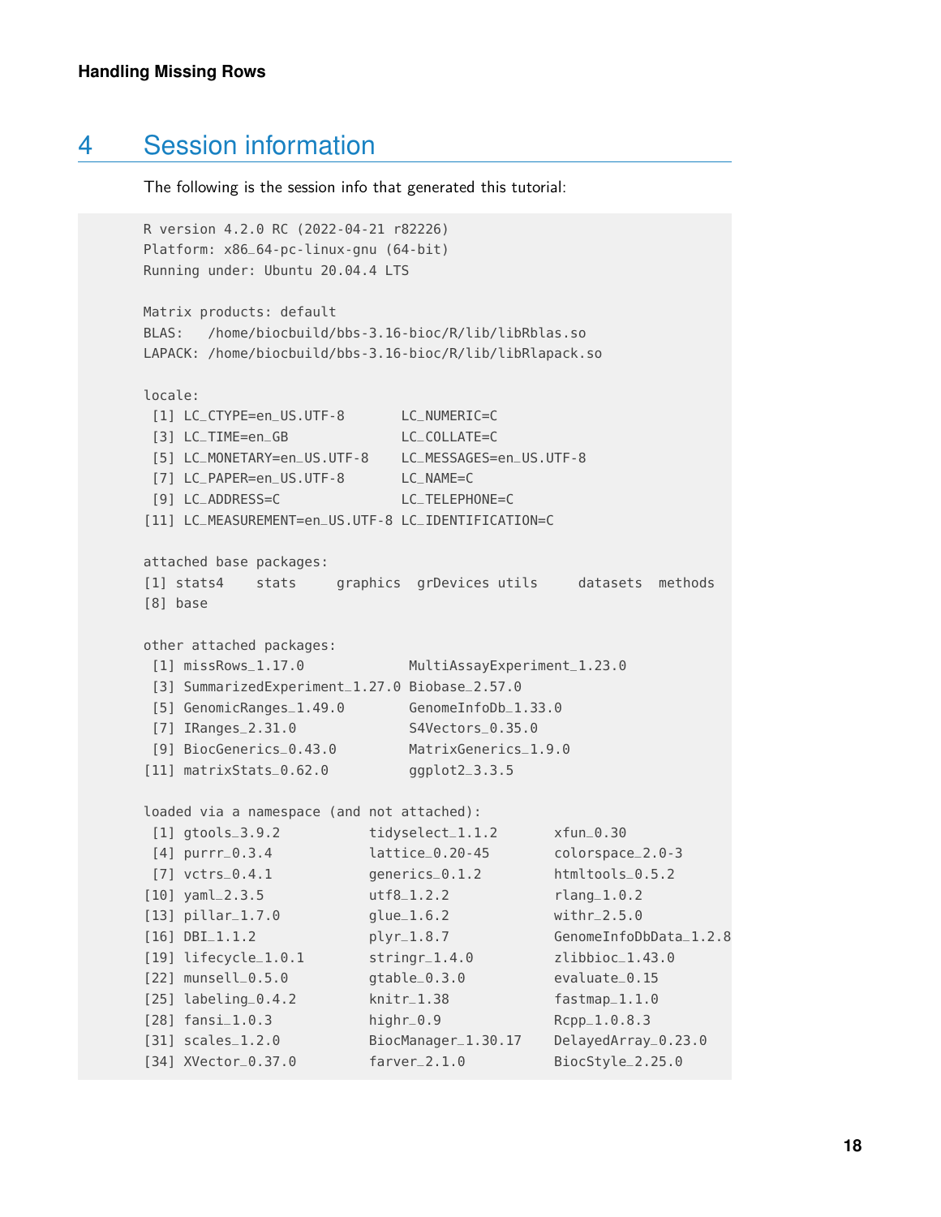# 4 Session information

The following is the session info that generated this tutorial:

```
R version 4.2.0 RC (2022-04-21 r82226)
Platform: x86_64-pc-linux-gnu (64-bit)
Running under: Ubuntu 20.04.4 LTS

Matrix products: default
BLAS:   /home/biocbuild/bbs-3.16-bioc/R/lib/libRblas.so
LAPACK: /home/biocbuild/bbs-3.16-bioc/R/lib/libRlapack.so

locale:
 [1] LC_CTYPE=en_US.UTF-8       LC_NUMERIC=C
 [3] LC_TIME=en_GB              LC_COLLATE=C
 [5] LC_MONETARY=en_US.UTF-8    LC_MESSAGES=en_US.UTF-8
 [7] LC_PAPER=en_US.UTF-8       LC_NAME=C
 [9] LC_ADDRESS=C               LC_TELEPHONE=C
[11] LC_MEASUREMENT=en_US.UTF-8 LC_IDENTIFICATION=C

attached base packages:
[1] stats4    stats     graphics  grDevices utils     datasets  methods
[8] base

other attached packages:
 [1] missRows_1.17.0             MultiAssayExperiment_1.23.0
 [3] SummarizedExperiment_1.27.0 Biobase_2.57.0
 [5] GenomicRanges_1.49.0        GenomeInfoDb_1.33.0
 [7] IRanges_2.31.0              S4Vectors_0.35.0
 [9] BiocGenerics_0.43.0         MatrixGenerics_1.9.0
[11] matrixStats_0.62.0          ggplot2_3.3.5

loaded via a namespace (and not attached):
 [1] gtools_3.9.2           tidyselect_1.1.2       xfun_0.30
 [4] purrr_0.3.4            lattice_0.20-45        colorspace_2.0-3
 [7] vctrs_0.4.1            generics_0.1.2         htmltools_0.5.2
[10] yaml_2.3.5             utf8_1.2.2             rlang_1.0.2
[13] pillar_1.7.0           glue_1.6.2             withr_2.5.0
[16] DBI_1.1.2              plyr_1.8.7             GenomeInfoDbData_1.2.8
[19] lifecycle_1.0.1        stringr_1.4.0          zlibbioc_1.43.0
[22] munsell_0.5.0          gtable_0.3.0           evaluate_0.15
[25] labeling_0.4.2         knitr_1.38             fastmap_1.1.0
[28] fansi_1.0.3            highr_0.9              Rcpp_1.0.8.3
[31] scales_1.2.0           BiocManager_1.30.17    DelayedArray_0.23.0
[34] XVector_0.37.0         farver_2.1.0           BiocStyle_2.25.0
```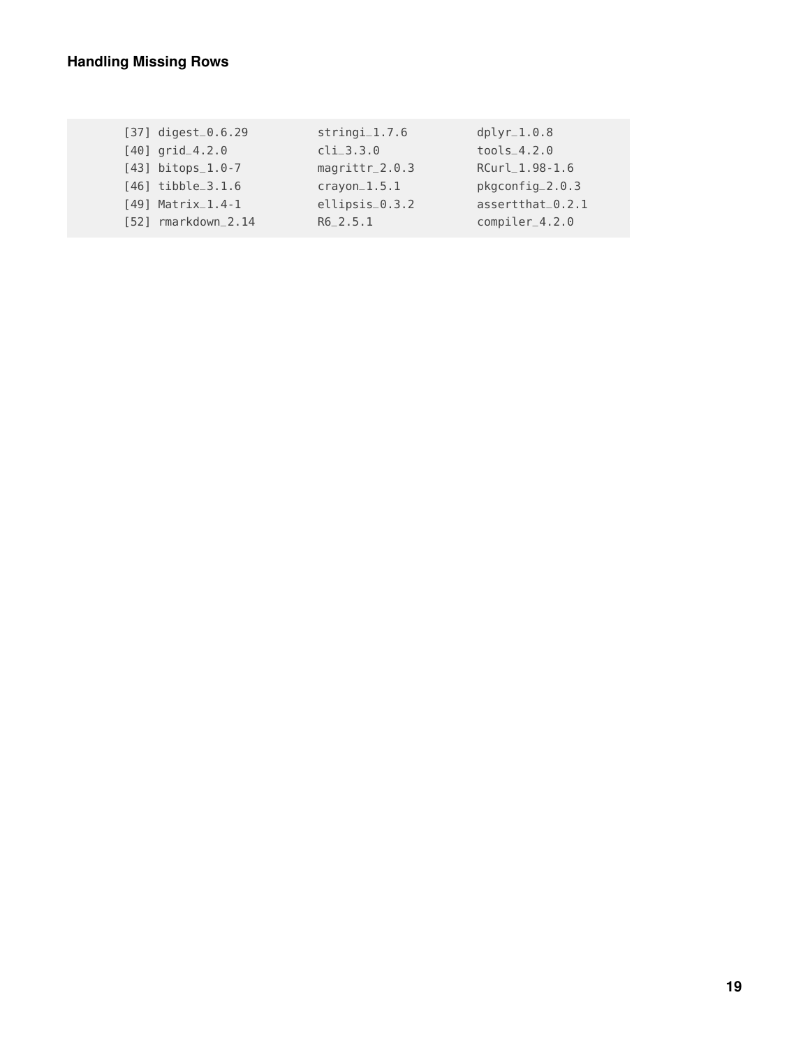**Handling Missing Rows**

```
[37] digest_0.6.29          stringi_1.7.6          dplyr_1.0.8
[40] grid_4.2.0             cli_3.3.0              tools_4.2.0
[43] bitops_1.0-7           magrittr_2.0.3         RCurl_1.98-1.6
[46] tibble_3.1.6           crayon_1.5.1           pkgconfig_2.0.3
[49] Matrix_1.4-1           ellipsis_0.3.2         assertthat_0.2.1
[52] rmarkdown_2.14         R6_2.5.1               compiler_4.2.0
```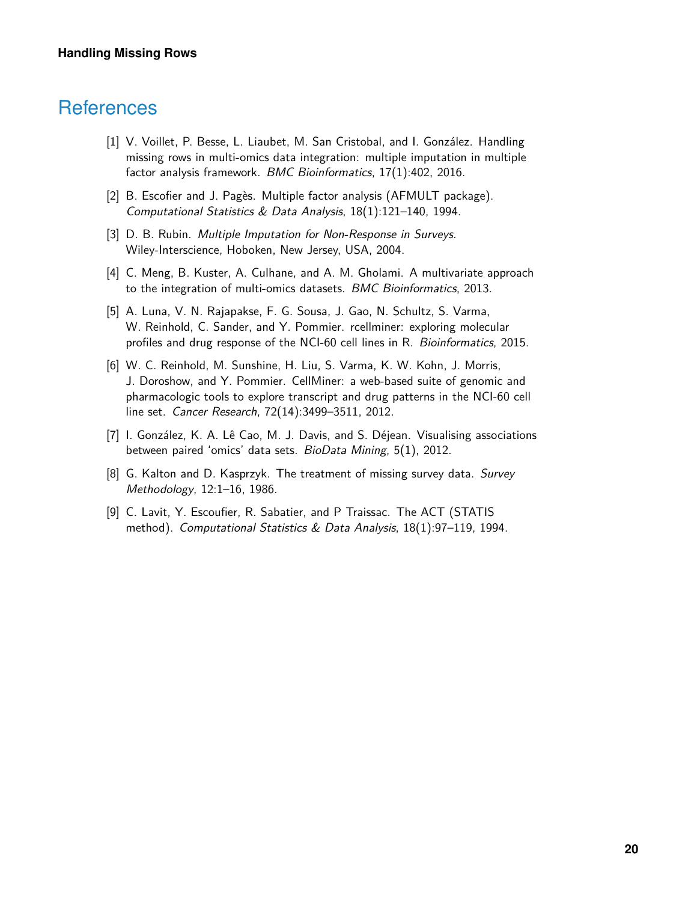# References

[1] V. Voillet, P. Besse, L. Liaubet, M. San Cristobal, and I. González. Handling missing rows in multi-omics data integration: multiple imputation in multiple factor analysis framework. *BMC Bioinformatics*, 17(1):402, 2016.

[2] B. Escofier and J. Pagès. Multiple factor analysis (AFMULT package). *Computational Statistics & Data Analysis*, 18(1):121–140, 1994.

[3] D. B. Rubin. *Multiple Imputation for Non-Response in Surveys*. Wiley-Interscience, Hoboken, New Jersey, USA, 2004.

[4] C. Meng, B. Kuster, A. Culhane, and A. M. Gholami. A multivariate approach to the integration of multi-omics datasets. *BMC Bioinformatics*, 2013.

[5] A. Luna, V. N. Rajapakse, F. G. Sousa, J. Gao, N. Schultz, S. Varma, W. Reinhold, C. Sander, and Y. Pommier. rcellminer: exploring molecular profiles and drug response of the NCI-60 cell lines in R. *Bioinformatics*, 2015.

[6] W. C. Reinhold, M. Sunshine, H. Liu, S. Varma, K. W. Kohn, J. Morris, J. Doroshow, and Y. Pommier. CellMiner: a web-based suite of genomic and pharmacologic tools to explore transcript and drug patterns in the NCI-60 cell line set. *Cancer Research*, 72(14):3499–3511, 2012.

[7] I. González, K. A. Lê Cao, M. J. Davis, and S. Déjean. Visualising associations between paired 'omics' data sets. *BioData Mining*, 5(1), 2012.

[8] G. Kalton and D. Kasprzyk. The treatment of missing survey data. *Survey Methodology*, 12:1–16, 1986.

[9] C. Lavit, Y. Escoufier, R. Sabatier, and P Traissac. The ACT (STATIS method). *Computational Statistics & Data Analysis*, 18(1):97–119, 1994.